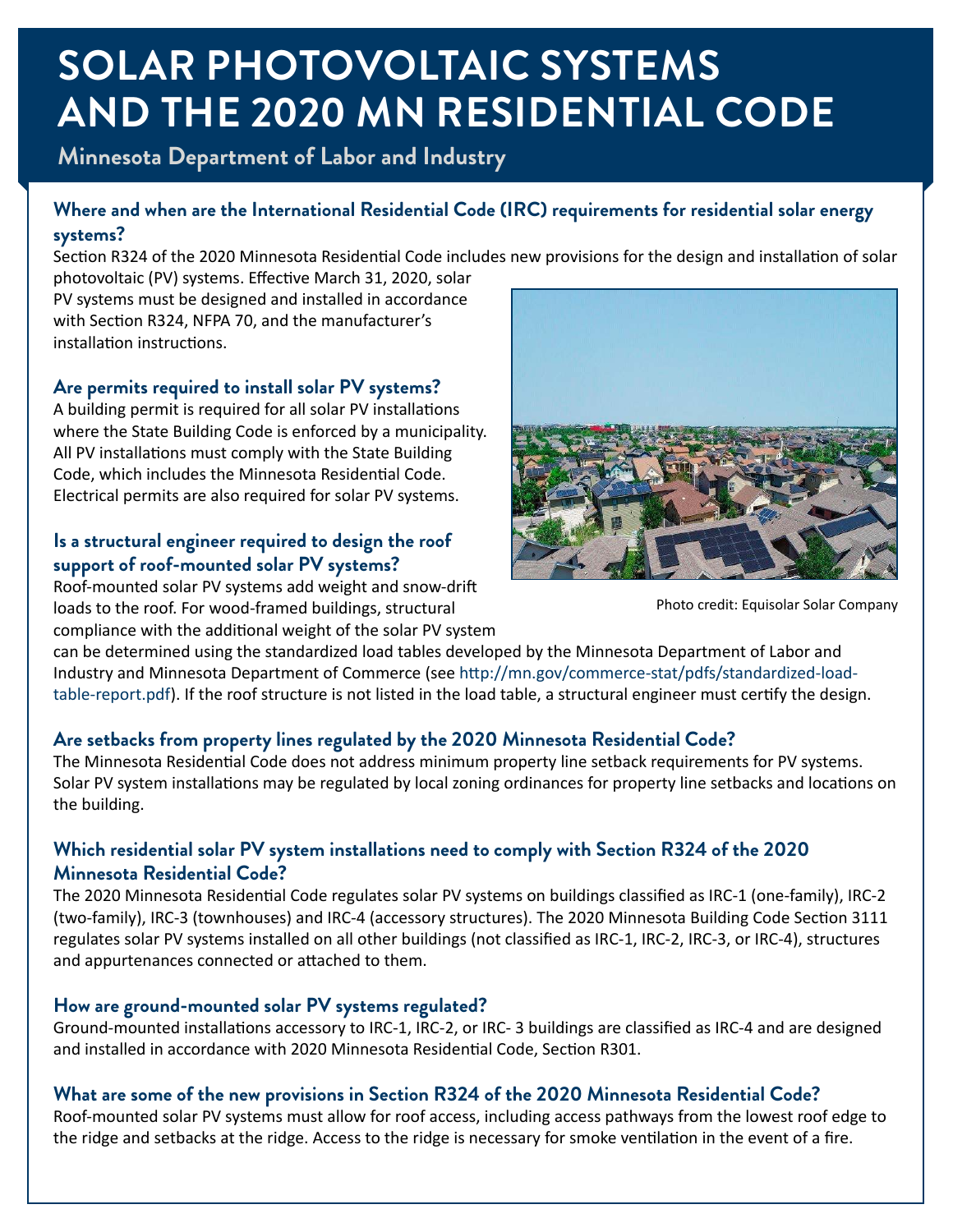# SOLAR PHOTOVOLTAIC SYSTEMS AND THE 2020 MN RESIDENTIAL CODE

**Minnesota Department of Labor and Industry**

### Where and when are the International Residential Code (IRC) requirements for residential solar energy systems?

Section R324 of the 2020 Minnesota Residential Code includes new provisions for the design and installation of solar photovoltaic (PV) systems. Effective March 31, 2020, solar PV systems must be designed and installed in accordance with Section R324, NFPA 70, and the manufacturer's installation instructions.

### Are permits required to install solar PV systems?

A building permit is required for all solar PV installations where the State Building Code is enforced by a municipality. All PV installations must comply with the State Building Code, which includes the Minnesota Residential Code. Electrical permits are also required for solar PV systems.

### Is a structural engineer required to design the roof support of roof-mounted solar PV systems?

Roof-mounted solar PV systems add weight and snow-drift loads to the roof. For wood-framed buildings, structural compliance with the additional weight of the solar PV system can be determined using the standardized load tables developed by the Minnesota Department of Labor and Industry and Minnesota Department of Commerce (see http://mn.gov/commerce-stat/pdfs/standardized-load-table-report.pdf). If the roof structure is not listed in the load table, a structural engineer must certify the design.

Photo credit: Equisolar Solar Company

### Are setbacks from property lines regulated by the 2020 Minnesota Residential Code?

The Minnesota Residential Code does not address minimum property line setback requirements for PV systems. Solar PV system installations may be regulated by local zoning ordinances for property line setbacks and locations on the building.

### Which residential solar PV system installations need to comply with Section R324 of the 2020 Minnesota Residential Code?

The 2020 Minnesota Residential Code regulates solar PV systems on buildings classified as IRC-1 (one-family), IRC-2 (two-family), IRC-3 (townhouses) and IRC-4 (accessory structures). The 2020 Minnesota Building Code Section 3111 regulates solar PV systems installed on all other buildings (not classified as IRC-1, IRC-2, IRC-3, or IRC-4), structures and appurtenances connected or attached to them.

### How are ground-mounted solar PV systems regulated?

Ground-mounted installations accessory to IRC-1, IRC-2, or IRC- 3 buildings are classified as IRC-4 and are designed and installed in accordance with 2020 Minnesota Residential Code, Section R301.

### What are some of the new provisions in Section R324 of the 2020 Minnesota Residential Code?

Roof-mounted solar PV systems must allow for roof access, including access pathways from the lowest roof edge to the ridge and setbacks at the ridge. Access to the ridge is necessary for smoke ventilation in the event of a fire.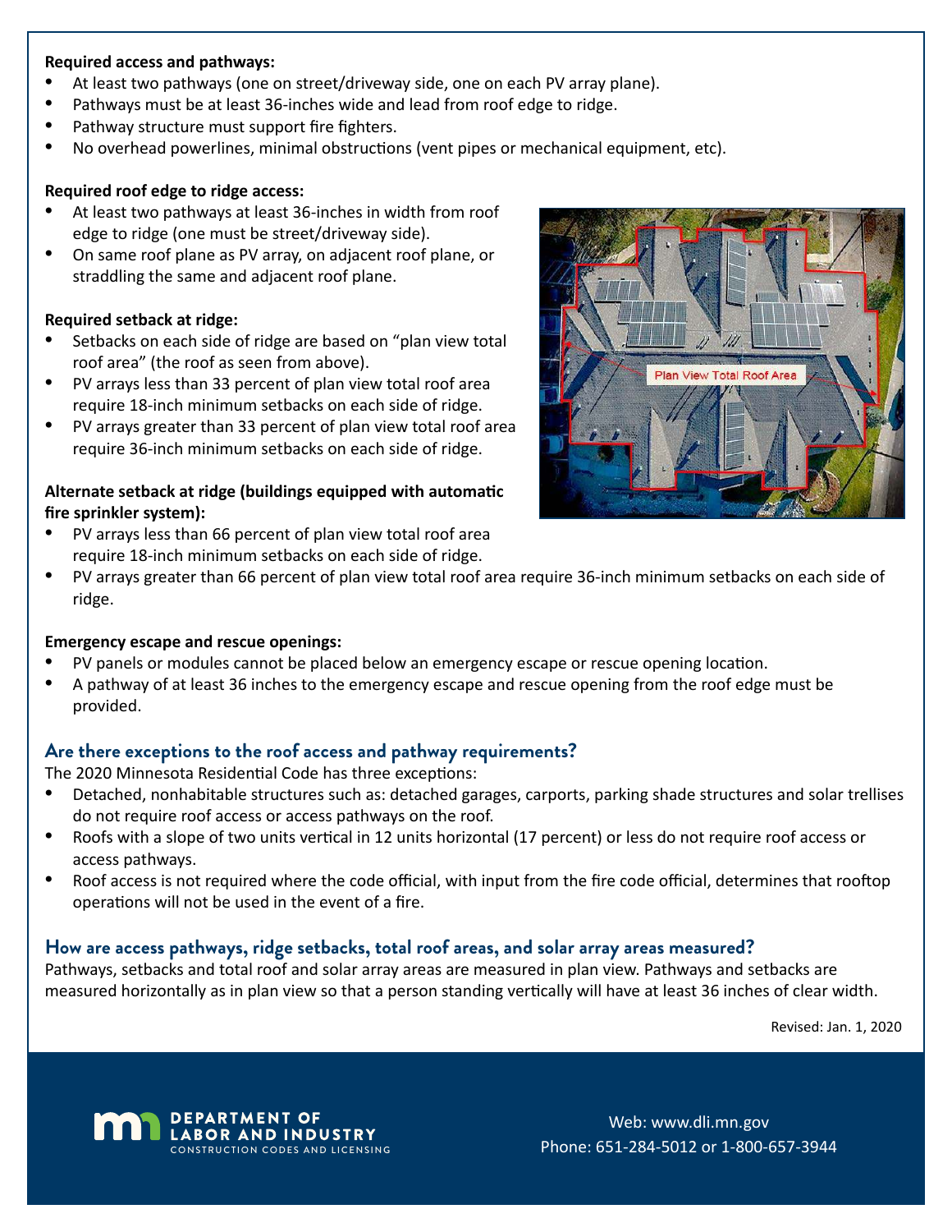**Required access and pathways:**

- At least two pathways (one on street/driveway side, one on each PV array plane).
- Pathways must be at least 36-inches wide and lead from roof edge to ridge.
- Pathway structure must support fire fighters.
- No overhead powerlines, minimal obstructions (vent pipes or mechanical equipment, etc).

**Required roof edge to ridge access:**

- At least two pathways at least 36-inches in width from roof edge to ridge (one must be street/driveway side).
- On same roof plane as PV array, on adjacent roof plane, or straddling the same and adjacent roof plane.

**Required setback at ridge:**

- Setbacks on each side of ridge are based on "plan view total roof area" (the roof as seen from above).
- PV arrays less than 33 percent of plan view total roof area require 18-inch minimum setbacks on each side of ridge.
- PV arrays greater than 33 percent of plan view total roof area require 36-inch minimum setbacks on each side of ridge.

**Alternate setback at ridge (buildings equipped with automatic fire sprinkler system):**

- PV arrays less than 66 percent of plan view total roof area require 18-inch minimum setbacks on each side of ridge.
- PV arrays greater than 66 percent of plan view total roof area require 36-inch minimum setbacks on each side of ridge.

Plan View Total Roof Area

**Emergency escape and rescue openings:**

- PV panels or modules cannot be placed below an emergency escape or rescue opening location.
- A pathway of at least 36 inches to the emergency escape and rescue opening from the roof edge must be provided.

## Are there exceptions to the roof access and pathway requirements?

The 2020 Minnesota Residential Code has three exceptions:

- Detached, nonhabitable structures such as: detached garages, carports, parking shade structures and solar trellises do not require roof access or access pathways on the roof.
- Roofs with a slope of two units vertical in 12 units horizontal (17 percent) or less do not require roof access or access pathways.
- Roof access is not required where the code official, with input from the fire code official, determines that rooftop operations will not be used in the event of a fire.

## How are access pathways, ridge setbacks, total roof areas, and solar array areas measured?

Pathways, setbacks and total roof and solar array areas are measured in plan view. Pathways and setbacks are measured horizontally as in plan view so that a person standing vertically will have at least 36 inches of clear width.

Revised: Jan. 1, 2020

DEPARTMENT OF LABOR AND INDUSTRY
CONSTRUCTION CODES AND LICENSING

Web: www.dli.mn.gov
Phone: 651-284-5012 or 1-800-657-3944